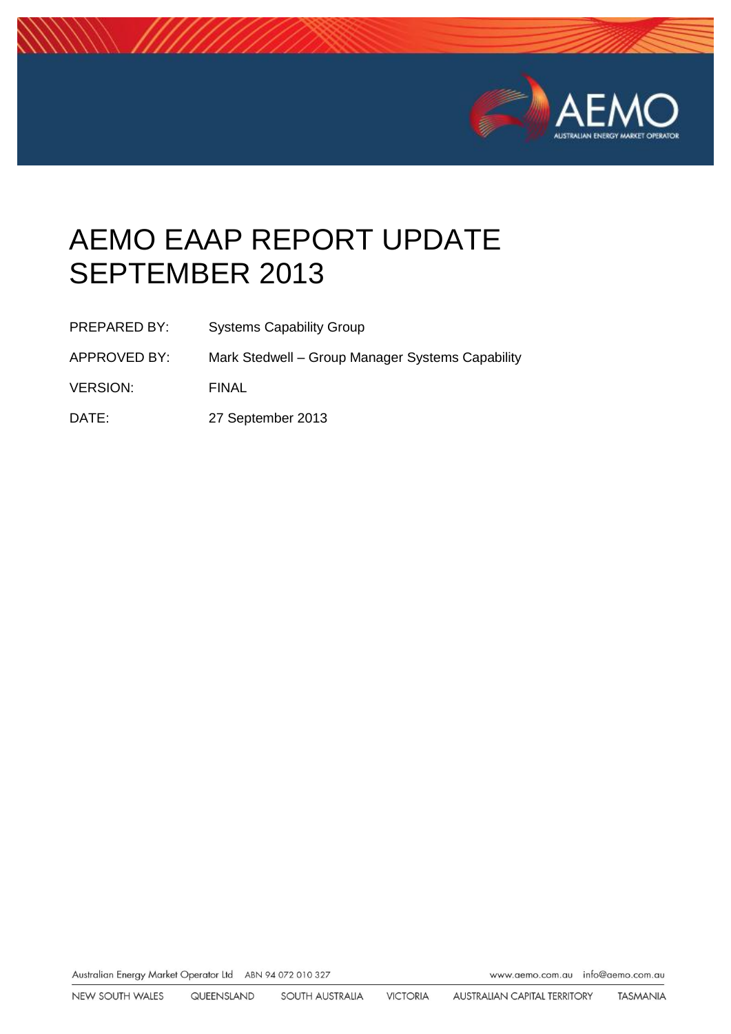# AEMO EAAP REPORT UPDATE SEPTEMBER 2013

| | |
|---|---|
| PREPARED BY: | Systems Capability Group |
| APPROVED BY: | Mark Stedwell – Group Manager Systems Capability |
| VERSION: | FINAL |
| DATE: | 27 September 2013 |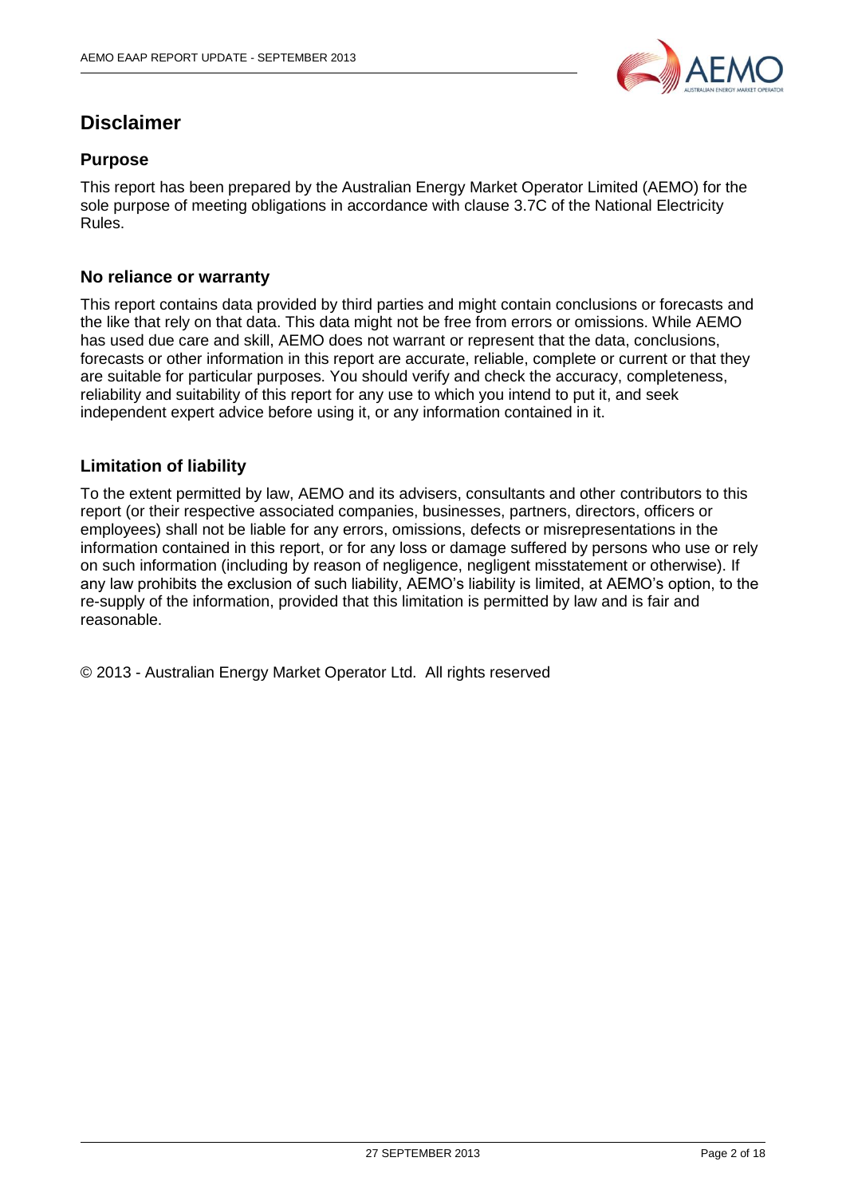# Disclaimer

## Purpose

This report has been prepared by the Australian Energy Market Operator Limited (AEMO) for the sole purpose of meeting obligations in accordance with clause 3.7C of the National Electricity Rules.

## No reliance or warranty

This report contains data provided by third parties and might contain conclusions or forecasts and the like that rely on that data. This data might not be free from errors or omissions. While AEMO has used due care and skill, AEMO does not warrant or represent that the data, conclusions, forecasts or other information in this report are accurate, reliable, complete or current or that they are suitable for particular purposes. You should verify and check the accuracy, completeness, reliability and suitability of this report for any use to which you intend to put it, and seek independent expert advice before using it, or any information contained in it.

## Limitation of liability

To the extent permitted by law, AEMO and its advisers, consultants and other contributors to this report (or their respective associated companies, businesses, partners, directors, officers or employees) shall not be liable for any errors, omissions, defects or misrepresentations in the information contained in this report, or for any loss or damage suffered by persons who use or rely on such information (including by reason of negligence, negligent misstatement or otherwise). If any law prohibits the exclusion of such liability, AEMO's liability is limited, at AEMO's option, to the re-supply of the information, provided that this limitation is permitted by law and is fair and reasonable.

© 2013 - Australian Energy Market Operator Ltd. All rights reserved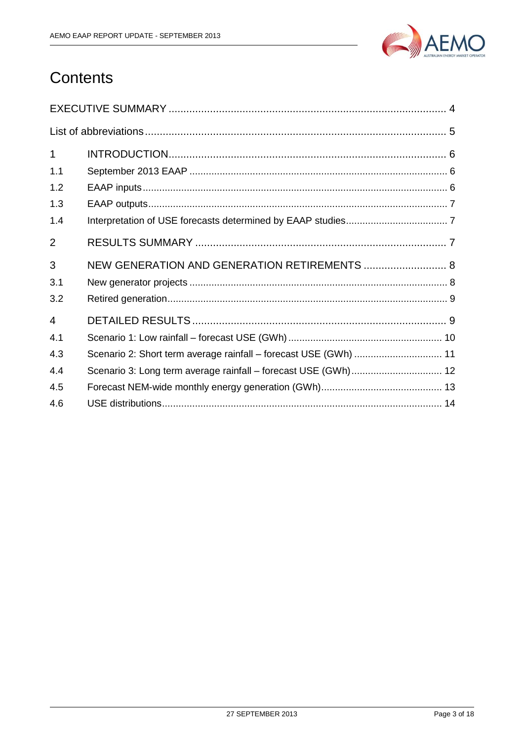# Contents

EXECUTIVE SUMMARY ..................................................................................... 4

List of abbreviations ........................................................................................... 5

1 INTRODUCTION ............................................................................................. 6

1.1 September 2013 EAAP .................................................................................. 6

1.2 EAAP inputs .................................................................................................. 6

1.3 EAAP outputs ................................................................................................ 7

1.4 Interpretation of USE forecasts determined by EAAP studies ........................ 7

2 RESULTS SUMMARY ..................................................................................... 7

3 NEW GENERATION AND GENERATION RETIREMENTS ............................ 8

3.1 New generator projects .................................................................................. 8

3.2 Retired generation .......................................................................................... 9

4 DETAILED RESULTS ...................................................................................... 9

4.1 Scenario 1: Low rainfall – forecast USE (GWh) ............................................ 10

4.3 Scenario 2: Short term average rainfall – forecast USE (GWh) .................... 11

4.4 Scenario 3: Long term average rainfall – forecast USE (GWh) .................... 12

4.5 Forecast NEM-wide monthly energy generation (GWh) ................................ 13

4.6 USE distributions .......................................................................................... 14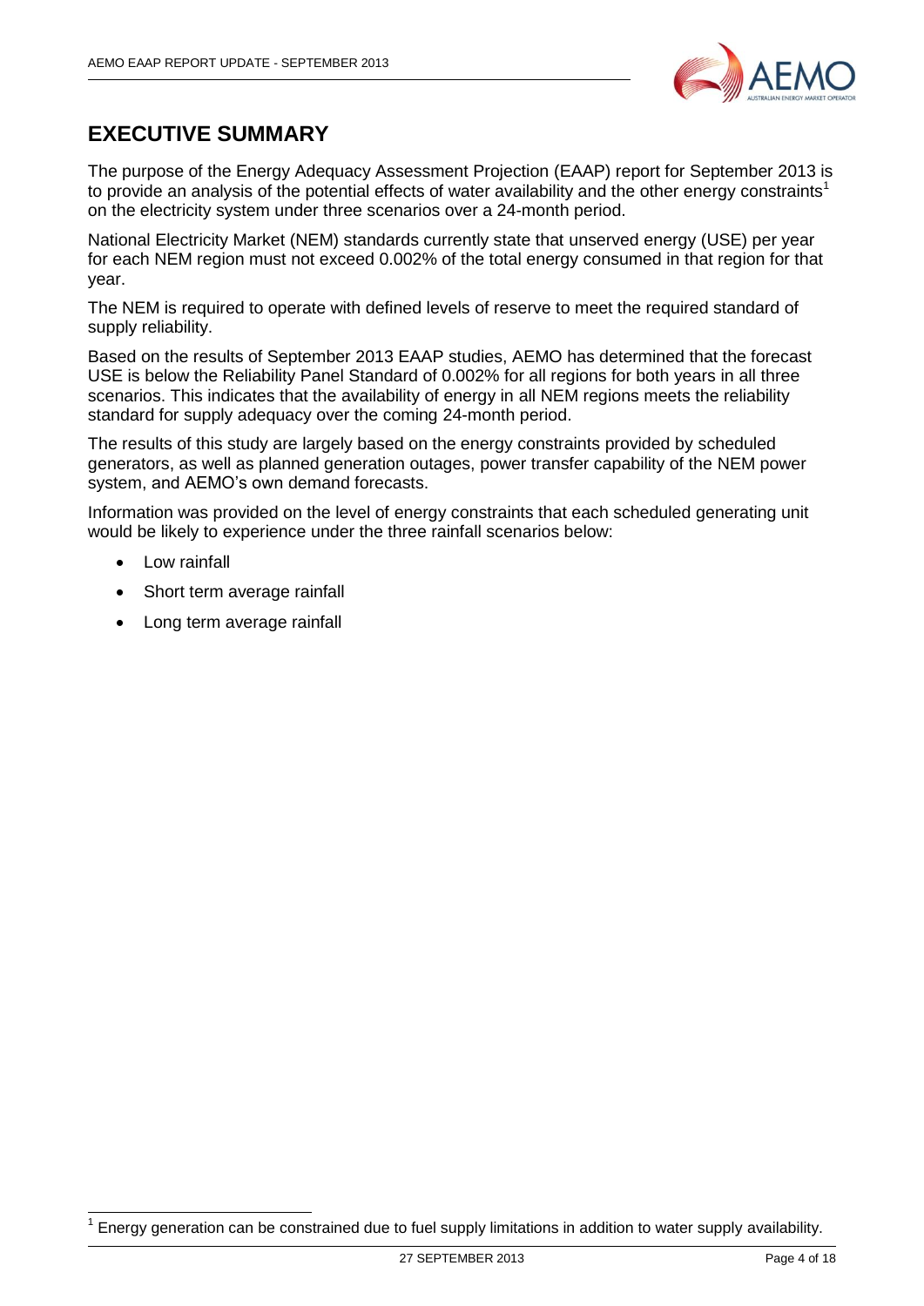# EXECUTIVE SUMMARY

The purpose of the Energy Adequacy Assessment Projection (EAAP) report for September 2013 is to provide an analysis of the potential effects of water availability and the other energy constraints[1] on the electricity system under three scenarios over a 24-month period.

National Electricity Market (NEM) standards currently state that unserved energy (USE) per year for each NEM region must not exceed 0.002% of the total energy consumed in that region for that year.

The NEM is required to operate with defined levels of reserve to meet the required standard of supply reliability.

Based on the results of September 2013 EAAP studies, AEMO has determined that the forecast USE is below the Reliability Panel Standard of 0.002% for all regions for both years in all three scenarios. This indicates that the availability of energy in all NEM regions meets the reliability standard for supply adequacy over the coming 24-month period.

The results of this study are largely based on the energy constraints provided by scheduled generators, as well as planned generation outages, power transfer capability of the NEM power system, and AEMO's own demand forecasts.

Information was provided on the level of energy constraints that each scheduled generating unit would be likely to experience under the three rainfall scenarios below:

- Low rainfall
- Short term average rainfall
- Long term average rainfall

[1] Energy generation can be constrained due to fuel supply limitations in addition to water supply availability.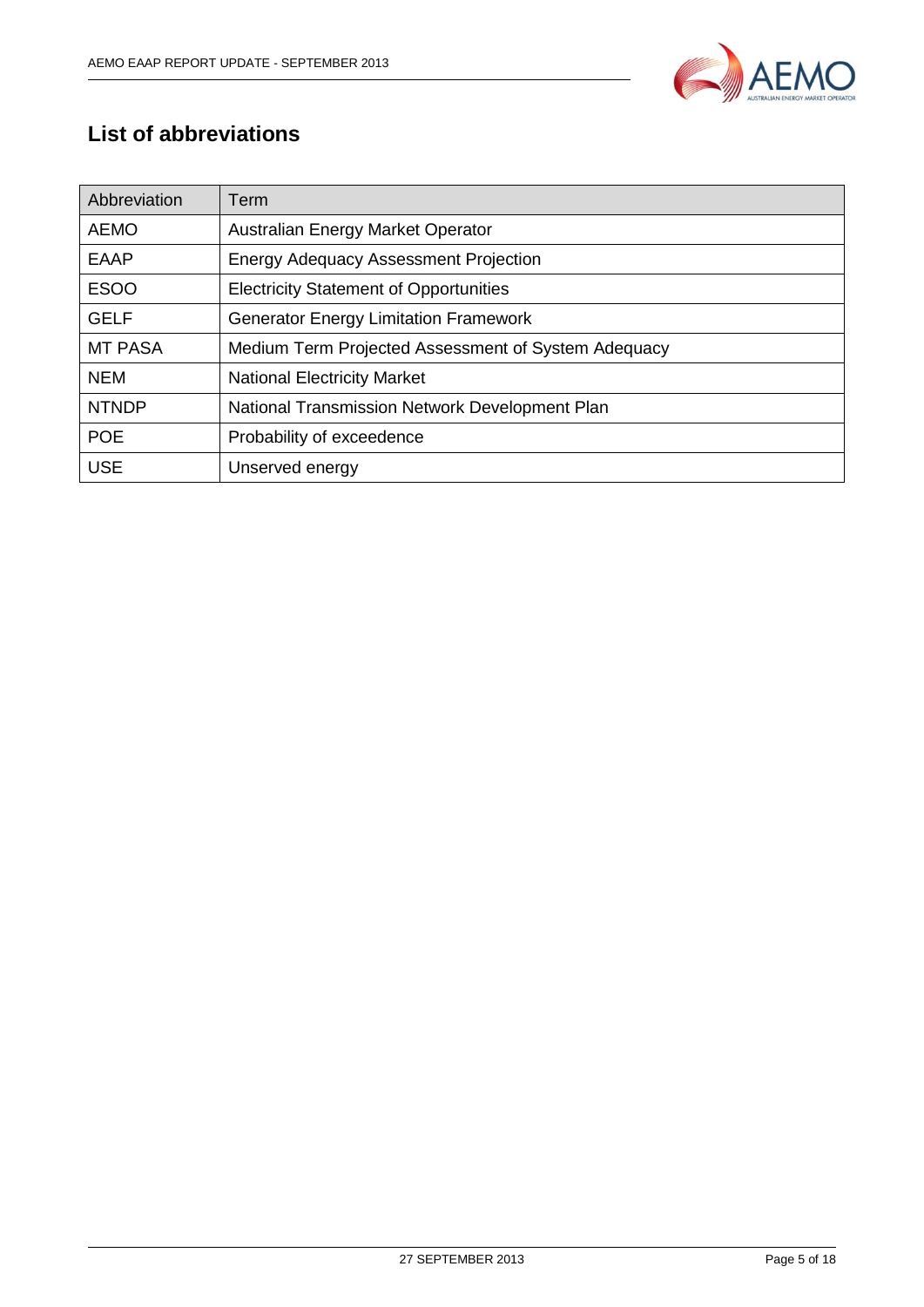## List of abbreviations

| Abbreviation | Term |
|---|---|
| AEMO | Australian Energy Market Operator |
| EAAP | Energy Adequacy Assessment Projection |
| ESOO | Electricity Statement of Opportunities |
| GELF | Generator Energy Limitation Framework |
| MT PASA | Medium Term Projected Assessment of System Adequacy |
| NEM | National Electricity Market |
| NTNDP | National Transmission Network Development Plan |
| POE | Probability of exceedence |
| USE | Unserved energy |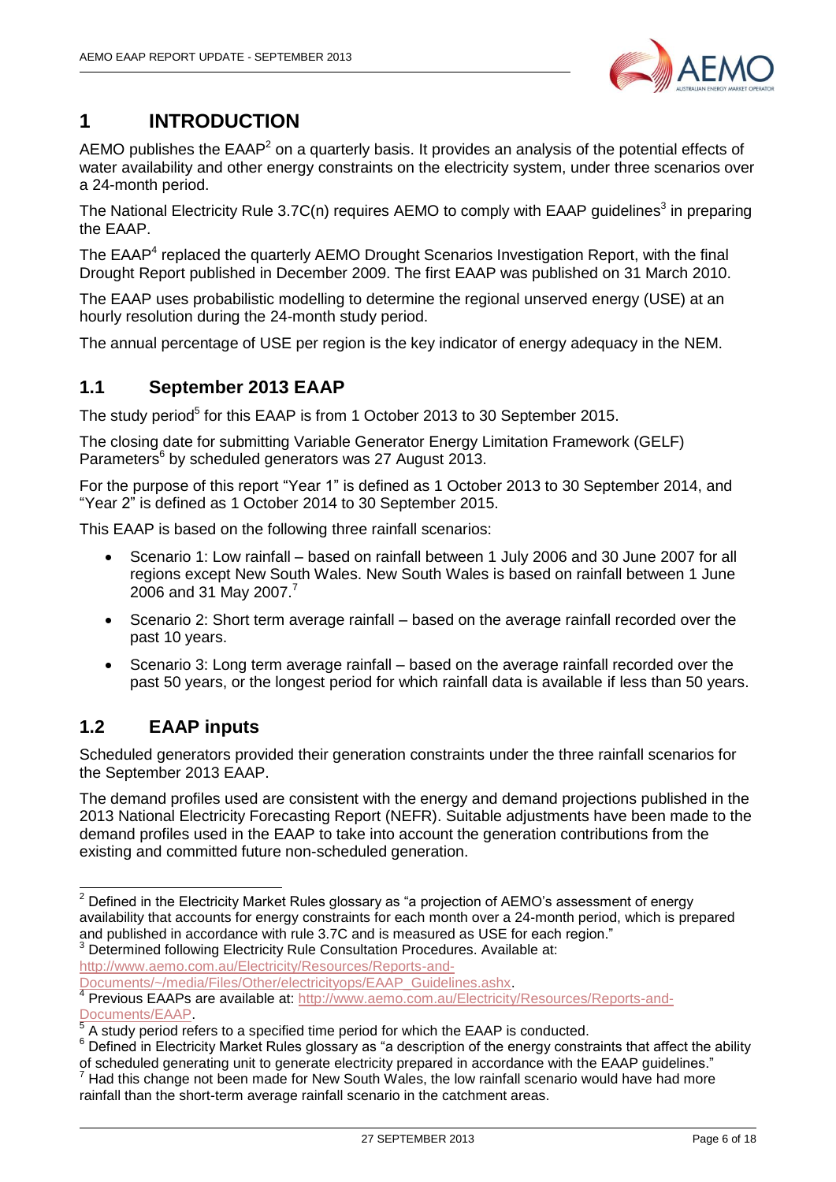# 1 INTRODUCTION

AEMO publishes the EAAP[2] on a quarterly basis. It provides an analysis of the potential effects of water availability and other energy constraints on the electricity system, under three scenarios over a 24-month period.

The National Electricity Rule 3.7C(n) requires AEMO to comply with EAAP guidelines[3] in preparing the EAAP.

The EAAP[4] replaced the quarterly AEMO Drought Scenarios Investigation Report, with the final Drought Report published in December 2009. The first EAAP was published on 31 March 2010.

The EAAP uses probabilistic modelling to determine the regional unserved energy (USE) at an hourly resolution during the 24-month study period.

The annual percentage of USE per region is the key indicator of energy adequacy in the NEM.

## 1.1 September 2013 EAAP

The study period[5] for this EAAP is from 1 October 2013 to 30 September 2015.

The closing date for submitting Variable Generator Energy Limitation Framework (GELF) Parameters[6] by scheduled generators was 27 August 2013.

For the purpose of this report "Year 1" is defined as 1 October 2013 to 30 September 2014, and "Year 2" is defined as 1 October 2014 to 30 September 2015.

This EAAP is based on the following three rainfall scenarios:

- Scenario 1: Low rainfall – based on rainfall between 1 July 2006 and 30 June 2007 for all regions except New South Wales. New South Wales is based on rainfall between 1 June 2006 and 31 May 2007.[7]
- Scenario 2: Short term average rainfall – based on the average rainfall recorded over the past 10 years.
- Scenario 3: Long term average rainfall – based on the average rainfall recorded over the past 50 years, or the longest period for which rainfall data is available if less than 50 years.

## 1.2 EAAP inputs

Scheduled generators provided their generation constraints under the three rainfall scenarios for the September 2013 EAAP.

The demand profiles used are consistent with the energy and demand projections published in the 2013 National Electricity Forecasting Report (NEFR). Suitable adjustments have been made to the demand profiles used in the EAAP to take into account the generation contributions from the existing and committed future non-scheduled generation.

---

[2] Defined in the Electricity Market Rules glossary as "a projection of AEMO's assessment of energy availability that accounts for energy constraints for each month over a 24-month period, which is prepared and published in accordance with rule 3.7C and is measured as USE for each region."

[3] Determined following Electricity Rule Consultation Procedures. Available at: http://www.aemo.com.au/Electricity/Resources/Reports-and-Documents/~/media/Files/Other/electricityops/EAAP_Guidelines.ashx.

[4] Previous EAAPs are available at: http://www.aemo.com.au/Electricity/Resources/Reports-and-Documents/EAAP.

[5] A study period refers to a specified time period for which the EAAP is conducted.

[6] Defined in Electricity Market Rules glossary as "a description of the energy constraints that affect the ability of scheduled generating unit to generate electricity prepared in accordance with the EAAP guidelines."

[7] Had this change not been made for New South Wales, the low rainfall scenario would have had more rainfall than the short-term average rainfall scenario in the catchment areas.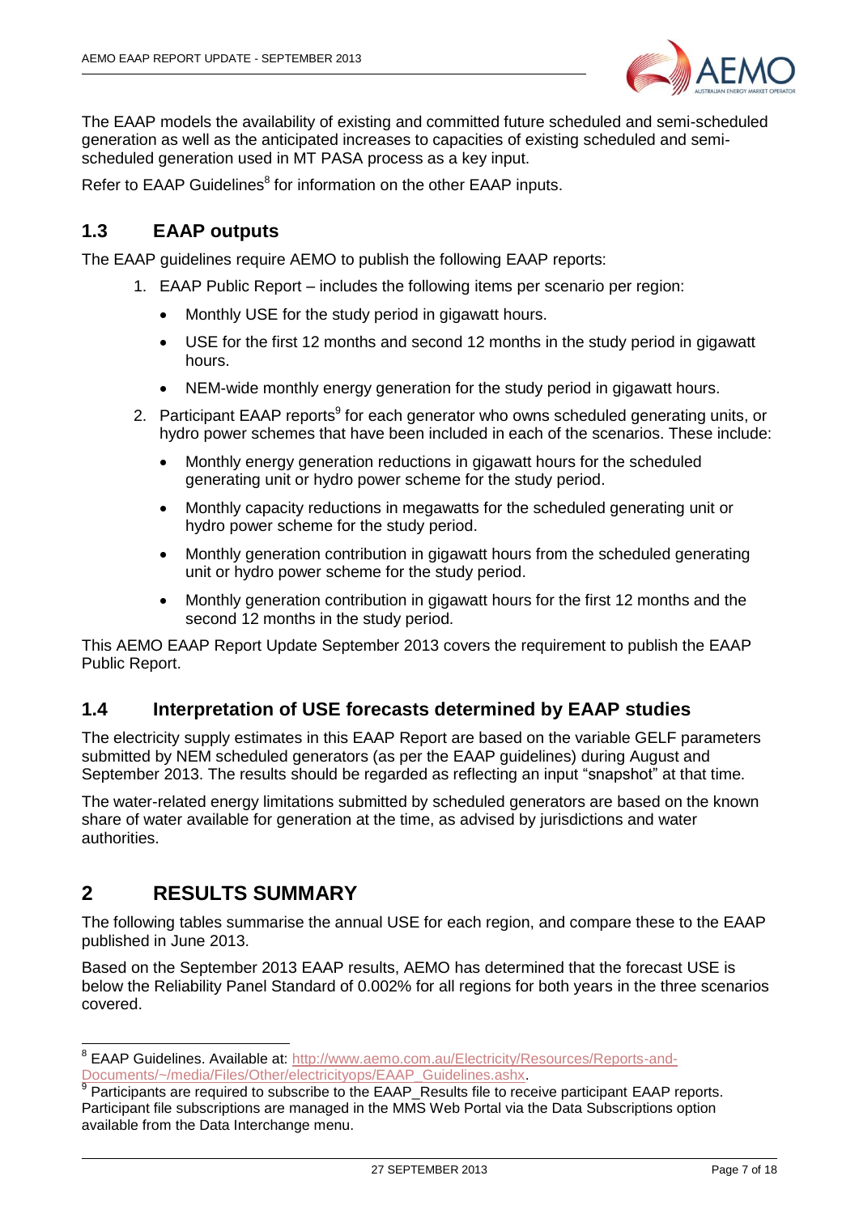The EAAP models the availability of existing and committed future scheduled and semi-scheduled generation as well as the anticipated increases to capacities of existing scheduled and semi-scheduled generation used in MT PASA process as a key input.

Refer to EAAP Guidelines[8] for information on the other EAAP inputs.

## 1.3 EAAP outputs

The EAAP guidelines require AEMO to publish the following EAAP reports:

1. EAAP Public Report – includes the following items per scenario per region:
   - Monthly USE for the study period in gigawatt hours.
   - USE for the first 12 months and second 12 months in the study period in gigawatt hours.
   - NEM-wide monthly energy generation for the study period in gigawatt hours.
2. Participant EAAP reports[9] for each generator who owns scheduled generating units, or hydro power schemes that have been included in each of the scenarios. These include:
   - Monthly energy generation reductions in gigawatt hours for the scheduled generating unit or hydro power scheme for the study period.
   - Monthly capacity reductions in megawatts for the scheduled generating unit or hydro power scheme for the study period.
   - Monthly generation contribution in gigawatt hours from the scheduled generating unit or hydro power scheme for the study period.
   - Monthly generation contribution in gigawatt hours for the first 12 months and the second 12 months in the study period.

This AEMO EAAP Report Update September 2013 covers the requirement to publish the EAAP Public Report.

## 1.4 Interpretation of USE forecasts determined by EAAP studies

The electricity supply estimates in this EAAP Report are based on the variable GELF parameters submitted by NEM scheduled generators (as per the EAAP guidelines) during August and September 2013. The results should be regarded as reflecting an input "snapshot" at that time.

The water-related energy limitations submitted by scheduled generators are based on the known share of water available for generation at the time, as advised by jurisdictions and water authorities.

# 2 RESULTS SUMMARY

The following tables summarise the annual USE for each region, and compare these to the EAAP published in June 2013.

Based on the September 2013 EAAP results, AEMO has determined that the forecast USE is below the Reliability Panel Standard of 0.002% for all regions for both years in the three scenarios covered.

---

[8] EAAP Guidelines. Available at: http://www.aemo.com.au/Electricity/Resources/Reports-and-Documents/~/media/Files/Other/electricityops/EAAP_Guidelines.ashx.

[9] Participants are required to subscribe to the EAAP_Results file to receive participant EAAP reports. Participant file subscriptions are managed in the MMS Web Portal via the Data Subscriptions option available from the Data Interchange menu.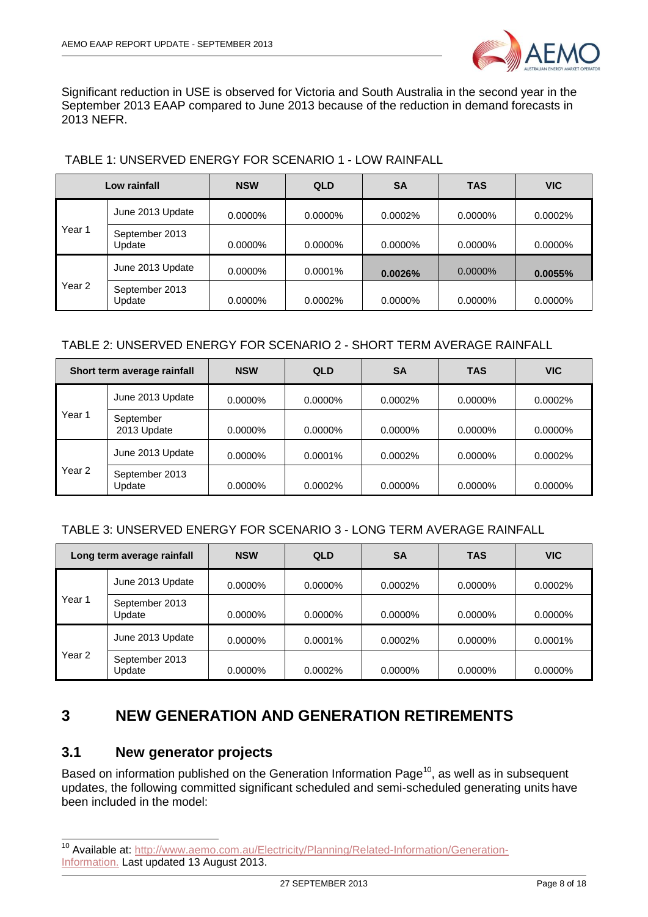Significant reduction in USE is observed for Victoria and South Australia in the second year in the September 2013 EAAP compared to June 2013 because of the reduction in demand forecasts in 2013 NEFR.

TABLE 1: UNSERVED ENERGY FOR SCENARIO 1 - LOW RAINFALL

| Low rainfall | | NSW | QLD | SA | TAS | VIC |
|---|---|---|---|---|---|---|
| Year 1 | June 2013 Update | 0.0000% | 0.0000% | 0.0002% | 0.0000% | 0.0002% |
| | September 2013 Update | 0.0000% | 0.0000% | 0.0000% | 0.0000% | 0.0000% |
| Year 2 | June 2013 Update | 0.0000% | 0.0001% | **0.0026%** | 0.0000% | **0.0055%** |
| | September 2013 Update | 0.0000% | 0.0002% | 0.0000% | 0.0000% | 0.0000% |

TABLE 2: UNSERVED ENERGY FOR SCENARIO 2 - SHORT TERM AVERAGE RAINFALL

| Short term average rainfall | | NSW | QLD | SA | TAS | VIC |
|---|---|---|---|---|---|---|
| Year 1 | June 2013 Update | 0.0000% | 0.0000% | 0.0002% | 0.0000% | 0.0002% |
| | September 2013 Update | 0.0000% | 0.0000% | 0.0000% | 0.0000% | 0.0000% |
| Year 2 | June 2013 Update | 0.0000% | 0.0001% | 0.0002% | 0.0000% | 0.0002% |
| | September 2013 Update | 0.0000% | 0.0002% | 0.0000% | 0.0000% | 0.0000% |

TABLE 3: UNSERVED ENERGY FOR SCENARIO 3 - LONG TERM AVERAGE RAINFALL

| Long term average rainfall | | NSW | QLD | SA | TAS | VIC |
|---|---|---|---|---|---|---|
| Year 1 | June 2013 Update | 0.0000% | 0.0000% | 0.0002% | 0.0000% | 0.0002% |
| | September 2013 Update | 0.0000% | 0.0000% | 0.0000% | 0.0000% | 0.0000% |
| Year 2 | June 2013 Update | 0.0000% | 0.0001% | 0.0002% | 0.0000% | 0.0001% |
| | September 2013 Update | 0.0000% | 0.0002% | 0.0000% | 0.0000% | 0.0000% |

# 3 NEW GENERATION AND GENERATION RETIREMENTS

## 3.1 New generator projects

Based on information published on the Generation Information Page[10], as well as in subsequent updates, the following committed significant scheduled and semi-scheduled generating units have been included in the model:

[10] Available at: http://www.aemo.com.au/Electricity/Planning/Related-Information/Generation-Information. Last updated 13 August 2013.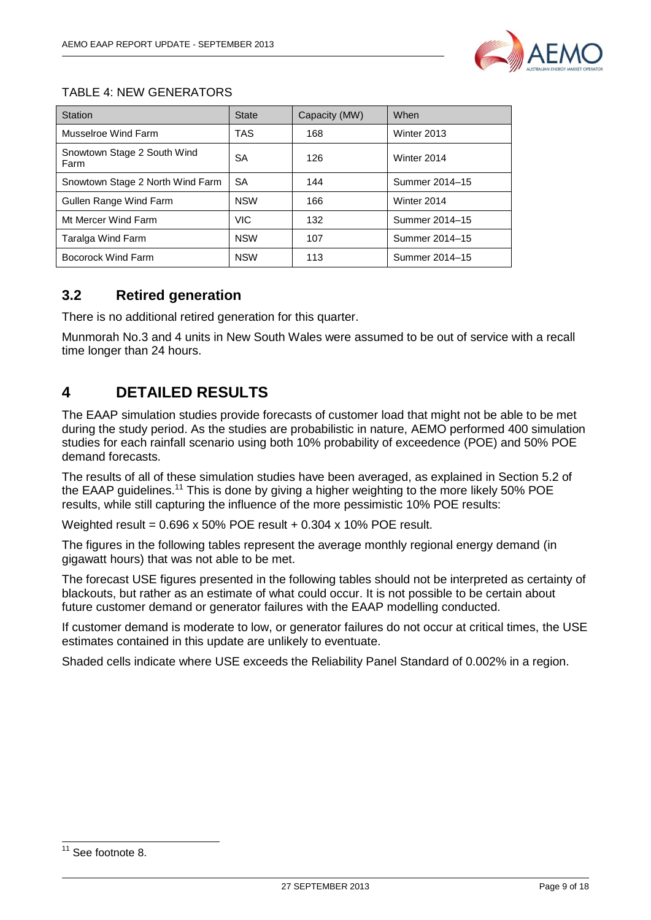TABLE 4: NEW GENERATORS

| Station | State | Capacity (MW) | When |
| --- | --- | --- | --- |
| Musselroe Wind Farm | TAS | 168 | Winter 2013 |
| Snowtown Stage 2 South Wind Farm | SA | 126 | Winter 2014 |
| Snowtown Stage 2 North Wind Farm | SA | 144 | Summer 2014–15 |
| Gullen Range Wind Farm | NSW | 166 | Winter 2014 |
| Mt Mercer Wind Farm | VIC | 132 | Summer 2014–15 |
| Taralga Wind Farm | NSW | 107 | Summer 2014–15 |
| Bocorock Wind Farm | NSW | 113 | Summer 2014–15 |

## 3.2 Retired generation

There is no additional retired generation for this quarter.

Munmorah No.3 and 4 units in New South Wales were assumed to be out of service with a recall time longer than 24 hours.

# 4 DETAILED RESULTS

The EAAP simulation studies provide forecasts of customer load that might not be able to be met during the study period. As the studies are probabilistic in nature, AEMO performed 400 simulation studies for each rainfall scenario using both 10% probability of exceedence (POE) and 50% POE demand forecasts.

The results of all of these simulation studies have been averaged, as explained in Section 5.2 of the EAAP guidelines.[11] This is done by giving a higher weighting to the more likely 50% POE results, while still capturing the influence of the more pessimistic 10% POE results:

Weighted result = 0.696 x 50% POE result + 0.304 x 10% POE result.

The figures in the following tables represent the average monthly regional energy demand (in gigawatt hours) that was not able to be met.

The forecast USE figures presented in the following tables should not be interpreted as certainty of blackouts, but rather as an estimate of what could occur. It is not possible to be certain about future customer demand or generator failures with the EAAP modelling conducted.

If customer demand is moderate to low, or generator failures do not occur at critical times, the USE estimates contained in this update are unlikely to eventuate.

Shaded cells indicate where USE exceeds the Reliability Panel Standard of 0.002% in a region.

[11] See footnote 8.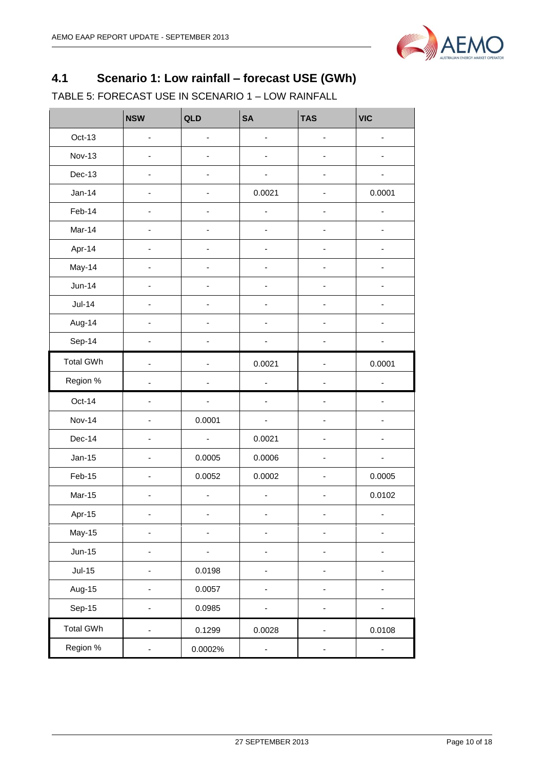## 4.1 Scenario 1: Low rainfall – forecast USE (GWh)

TABLE 5: FORECAST USE IN SCENARIO 1 – LOW RAINFALL

| | NSW | QLD | SA | TAS | VIC |
|---|---|---|---|---|---|
| Oct-13 | - | - | - | - | - |
| Nov-13 | - | - | - | - | - |
| Dec-13 | - | - | - | - | - |
| Jan-14 | - | - | 0.0021 | - | 0.0001 |
| Feb-14 | - | - | - | - | - |
| Mar-14 | - | - | - | - | - |
| Apr-14 | - | - | - | - | - |
| May-14 | - | - | - | - | - |
| Jun-14 | - | - | - | - | - |
| Jul-14 | - | - | - | - | - |
| Aug-14 | - | - | - | - | - |
| Sep-14 | - | - | - | - | - |
| Total GWh | - | - | 0.0021 | - | 0.0001 |
| Region % | - | - | - | - | - |
| Oct-14 | - | - | - | - | - |
| Nov-14 | - | 0.0001 | - | - | - |
| Dec-14 | - | - | 0.0021 | - | - |
| Jan-15 | - | 0.0005 | 0.0006 | - | - |
| Feb-15 | - | 0.0052 | 0.0002 | - | 0.0005 |
| Mar-15 | - | - | - | - | 0.0102 |
| Apr-15 | - | - | - | - | - |
| May-15 | - | - | - | - | - |
| Jun-15 | - | - | - | - | - |
| Jul-15 | - | 0.0198 | - | - | - |
| Aug-15 | - | 0.0057 | - | - | - |
| Sep-15 | - | 0.0985 | - | - | - |
| Total GWh | - | 0.1299 | 0.0028 | - | 0.0108 |
| Region % | - | 0.0002% | - | - | - |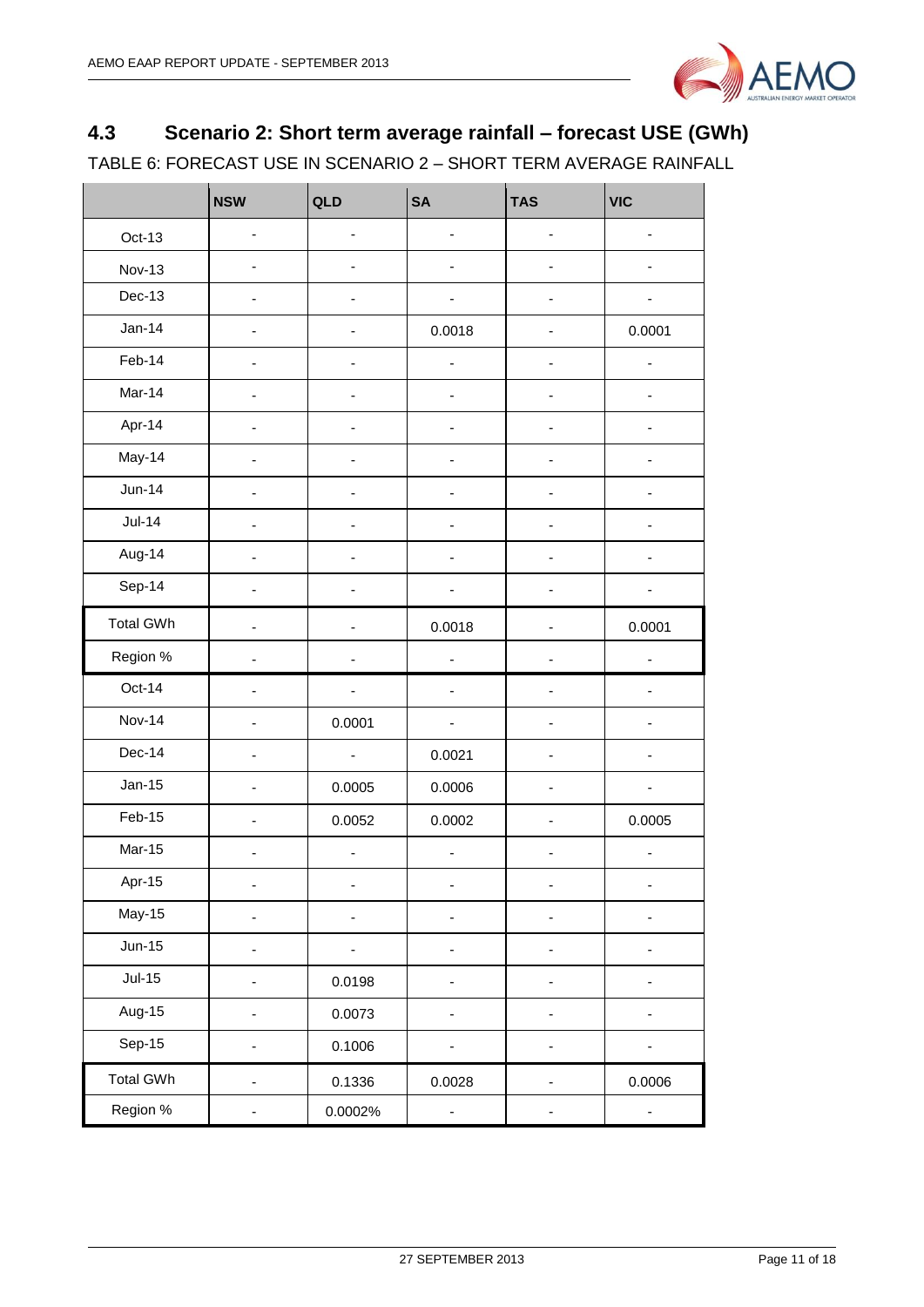## 4.3 Scenario 2: Short term average rainfall – forecast USE (GWh)

TABLE 6: FORECAST USE IN SCENARIO 2 – SHORT TERM AVERAGE RAINFALL

| | NSW | QLD | SA | TAS | VIC |
|---|---|---|---|---|---|
| Oct-13 | - | - | - | - | - |
| Nov-13 | - | - | - | - | - |
| Dec-13 | - | - | - | - | - |
| Jan-14 | - | - | 0.0018 | - | 0.0001 |
| Feb-14 | - | - | - | - | - |
| Mar-14 | - | - | - | - | - |
| Apr-14 | - | - | - | - | - |
| May-14 | - | - | - | - | - |
| Jun-14 | - | - | - | - | - |
| Jul-14 | - | - | - | - | - |
| Aug-14 | - | - | - | - | - |
| Sep-14 | - | - | - | - | - |
| Total GWh | - | - | 0.0018 | - | 0.0001 |
| Region % | - | - | - | - | - |
| Oct-14 | - | - | - | - | - |
| Nov-14 | - | 0.0001 | - | - | - |
| Dec-14 | - | - | 0.0021 | - | - |
| Jan-15 | - | 0.0005 | 0.0006 | - | - |
| Feb-15 | - | 0.0052 | 0.0002 | - | 0.0005 |
| Mar-15 | - | - | - | - | - |
| Apr-15 | - | - | - | - | - |
| May-15 | - | - | - | - | - |
| Jun-15 | - | - | - | - | - |
| Jul-15 | - | 0.0198 | - | - | - |
| Aug-15 | - | 0.0073 | - | - | - |
| Sep-15 | - | 0.1006 | - | - | - |
| Total GWh | - | 0.1336 | 0.0028 | - | 0.0006 |
| Region % | - | 0.0002% | - | - | - |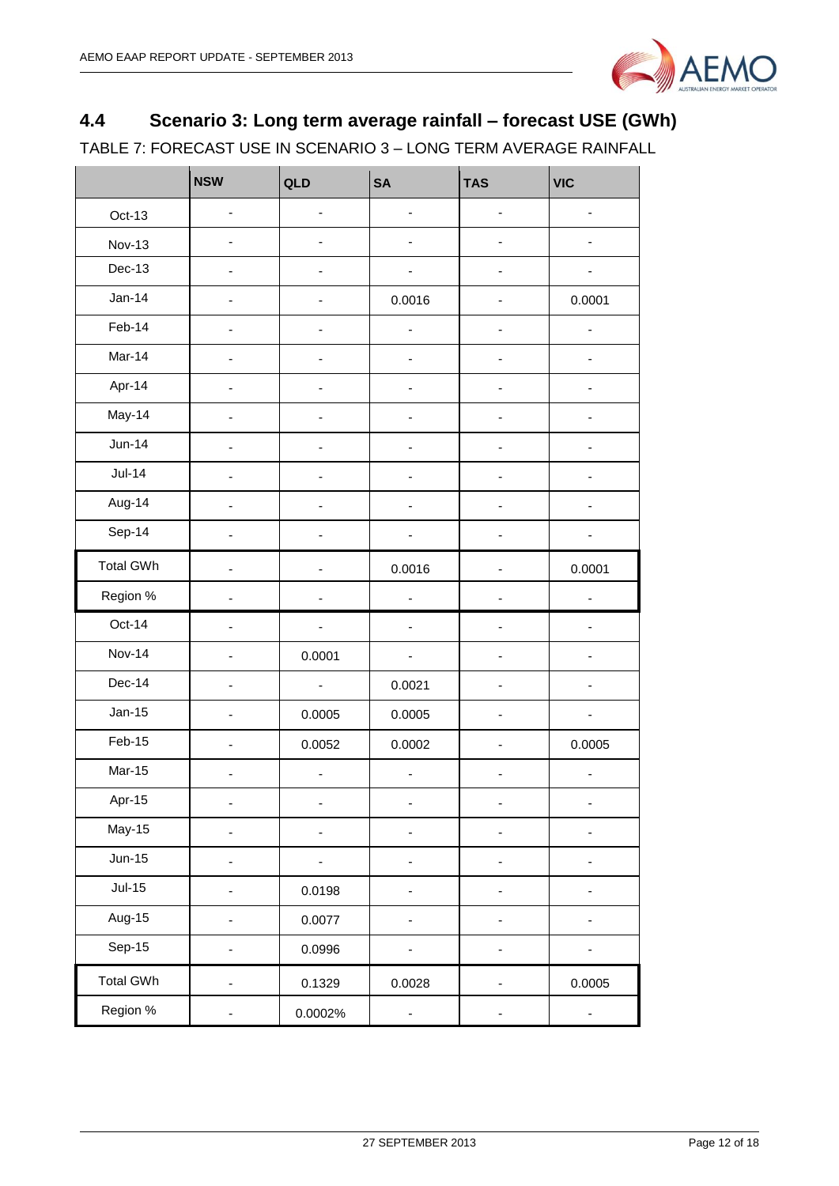## 4.4 Scenario 3: Long term average rainfall – forecast USE (GWh)

TABLE 7: FORECAST USE IN SCENARIO 3 – LONG TERM AVERAGE RAINFALL

| | NSW | QLD | SA | TAS | VIC |
|---|---|---|---|---|---|
| Oct-13 | - | - | - | - | - |
| Nov-13 | - | - | - | - | - |
| Dec-13 | - | - | - | - | - |
| Jan-14 | - | - | 0.0016 | - | 0.0001 |
| Feb-14 | - | - | - | - | - |
| Mar-14 | - | - | - | - | - |
| Apr-14 | - | - | - | - | - |
| May-14 | - | - | - | - | - |
| Jun-14 | - | - | - | - | - |
| Jul-14 | - | - | - | - | - |
| Aug-14 | - | - | - | - | - |
| Sep-14 | - | - | - | - | - |
| Total GWh | - | - | 0.0016 | - | 0.0001 |
| Region % | - | - | - | - | - |
| Oct-14 | - | - | - | - | - |
| Nov-14 | - | 0.0001 | - | - | - |
| Dec-14 | - | - | 0.0021 | - | - |
| Jan-15 | - | 0.0005 | 0.0005 | - | - |
| Feb-15 | - | 0.0052 | 0.0002 | - | 0.0005 |
| Mar-15 | - | - | - | - | - |
| Apr-15 | - | - | - | - | - |
| May-15 | - | - | - | - | - |
| Jun-15 | - | - | - | - | - |
| Jul-15 | - | 0.0198 | - | - | - |
| Aug-15 | - | 0.0077 | - | - | - |
| Sep-15 | - | 0.0996 | - | - | - |
| Total GWh | - | 0.1329 | 0.0028 | - | 0.0005 |
| Region % | - | 0.0002% | - | - | - |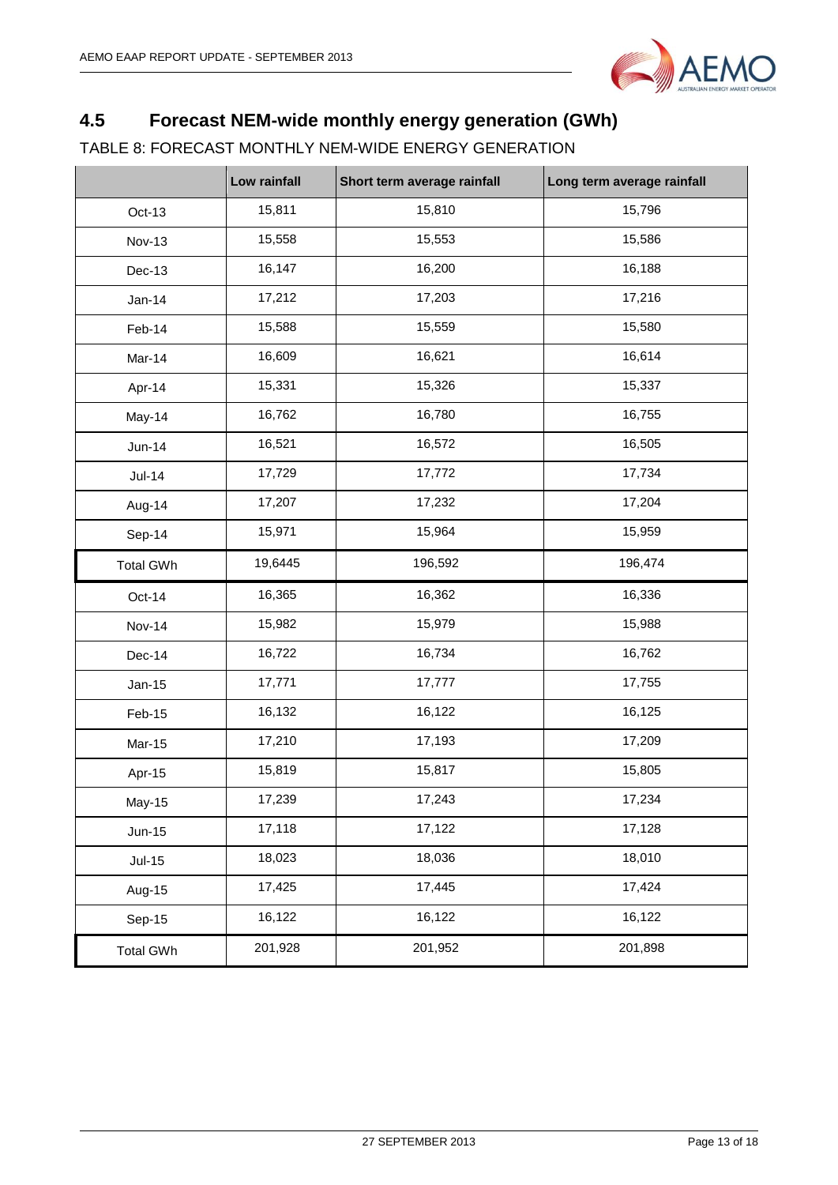## 4.5 Forecast NEM-wide monthly energy generation (GWh)

TABLE 8: FORECAST MONTHLY NEM-WIDE ENERGY GENERATION

| | Low rainfall | Short term average rainfall | Long term average rainfall |
|---|---|---|---|
| Oct-13 | 15,811 | 15,810 | 15,796 |
| Nov-13 | 15,558 | 15,553 | 15,586 |
| Dec-13 | 16,147 | 16,200 | 16,188 |
| Jan-14 | 17,212 | 17,203 | 17,216 |
| Feb-14 | 15,588 | 15,559 | 15,580 |
| Mar-14 | 16,609 | 16,621 | 16,614 |
| Apr-14 | 15,331 | 15,326 | 15,337 |
| May-14 | 16,762 | 16,780 | 16,755 |
| Jun-14 | 16,521 | 16,572 | 16,505 |
| Jul-14 | 17,729 | 17,772 | 17,734 |
| Aug-14 | 17,207 | 17,232 | 17,204 |
| Sep-14 | 15,971 | 15,964 | 15,959 |
| Total GWh | 19,6445 | 196,592 | 196,474 |
| Oct-14 | 16,365 | 16,362 | 16,336 |
| Nov-14 | 15,982 | 15,979 | 15,988 |
| Dec-14 | 16,722 | 16,734 | 16,762 |
| Jan-15 | 17,771 | 17,777 | 17,755 |
| Feb-15 | 16,132 | 16,122 | 16,125 |
| Mar-15 | 17,210 | 17,193 | 17,209 |
| Apr-15 | 15,819 | 15,817 | 15,805 |
| May-15 | 17,239 | 17,243 | 17,234 |
| Jun-15 | 17,118 | 17,122 | 17,128 |
| Jul-15 | 18,023 | 18,036 | 18,010 |
| Aug-15 | 17,425 | 17,445 | 17,424 |
| Sep-15 | 16,122 | 16,122 | 16,122 |
| Total GWh | 201,928 | 201,952 | 201,898 |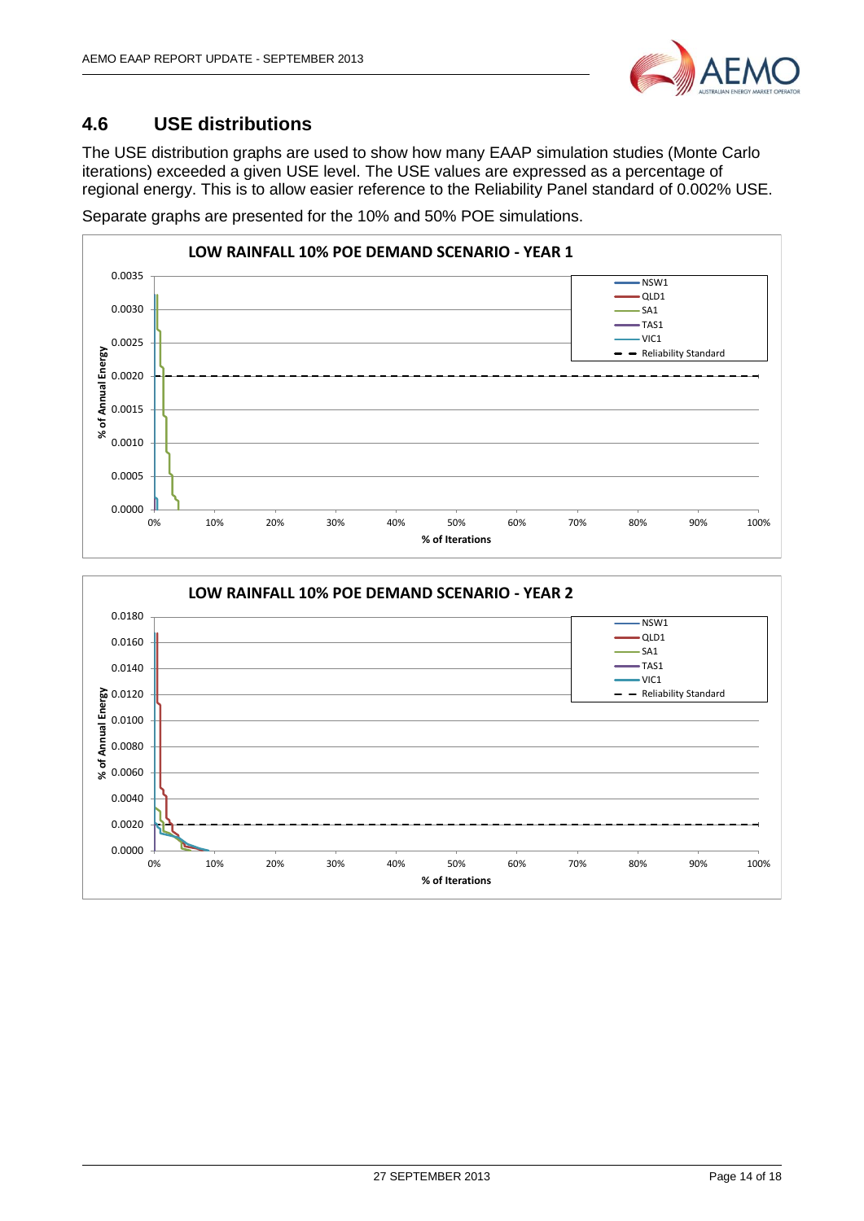## 4.6 USE distributions

The USE distribution graphs are used to show how many EAAP simulation studies (Monte Carlo iterations) exceeded a given USE level. The USE values are expressed as a percentage of regional energy. This is to allow easier reference to the Reliability Panel standard of 0.002% USE.

Separate graphs are presented for the 10% and 50% POE simulations.

LOW RAINFALL 10% POE DEMAND SCENARIO - YEAR 1

LOW RAINFALL 10% POE DEMAND SCENARIO - YEAR 2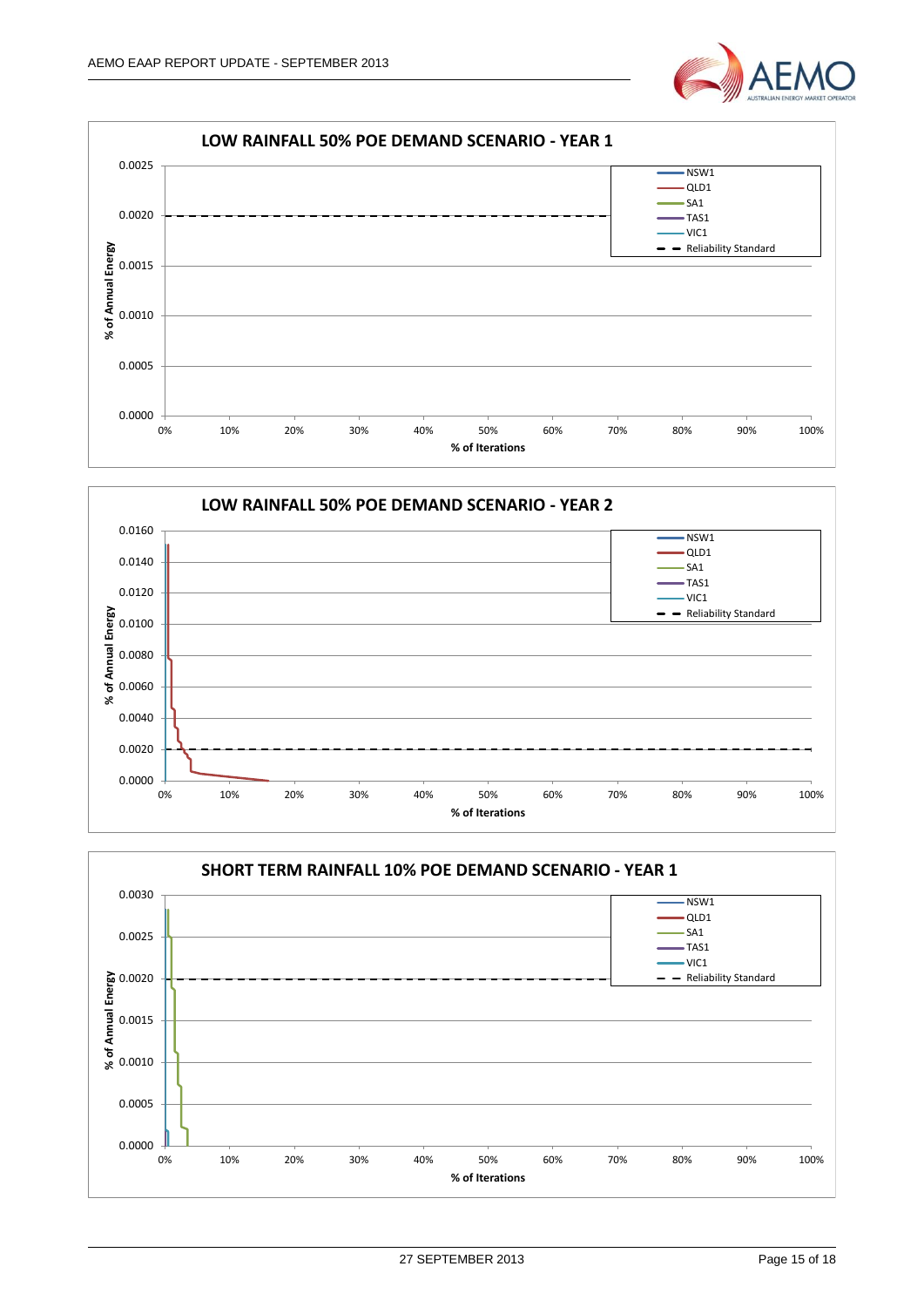**LOW RAINFALL 50% POE DEMAND SCENARIO - YEAR 1**

% of Annual Energy (y-axis: 0.0000 – 0.0025) vs % of Iterations (x-axis: 0% – 100%)

Legend: NSW1, QLD1, SA1, TAS1, VIC1, Reliability Standard

**LOW RAINFALL 50% POE DEMAND SCENARIO - YEAR 2**

% of Annual Energy (y-axis: 0.0000 – 0.0160) vs % of Iterations (x-axis: 0% – 100%)

Legend: NSW1, QLD1, SA1, TAS1, VIC1, Reliability Standard

**SHORT TERM RAINFALL 10% POE DEMAND SCENARIO - YEAR 1**

% of Annual Energy (y-axis: 0.0000 – 0.0030) vs % of Iterations (x-axis: 0% – 100%)

Legend: NSW1, QLD1, SA1, TAS1, VIC1, Reliability Standard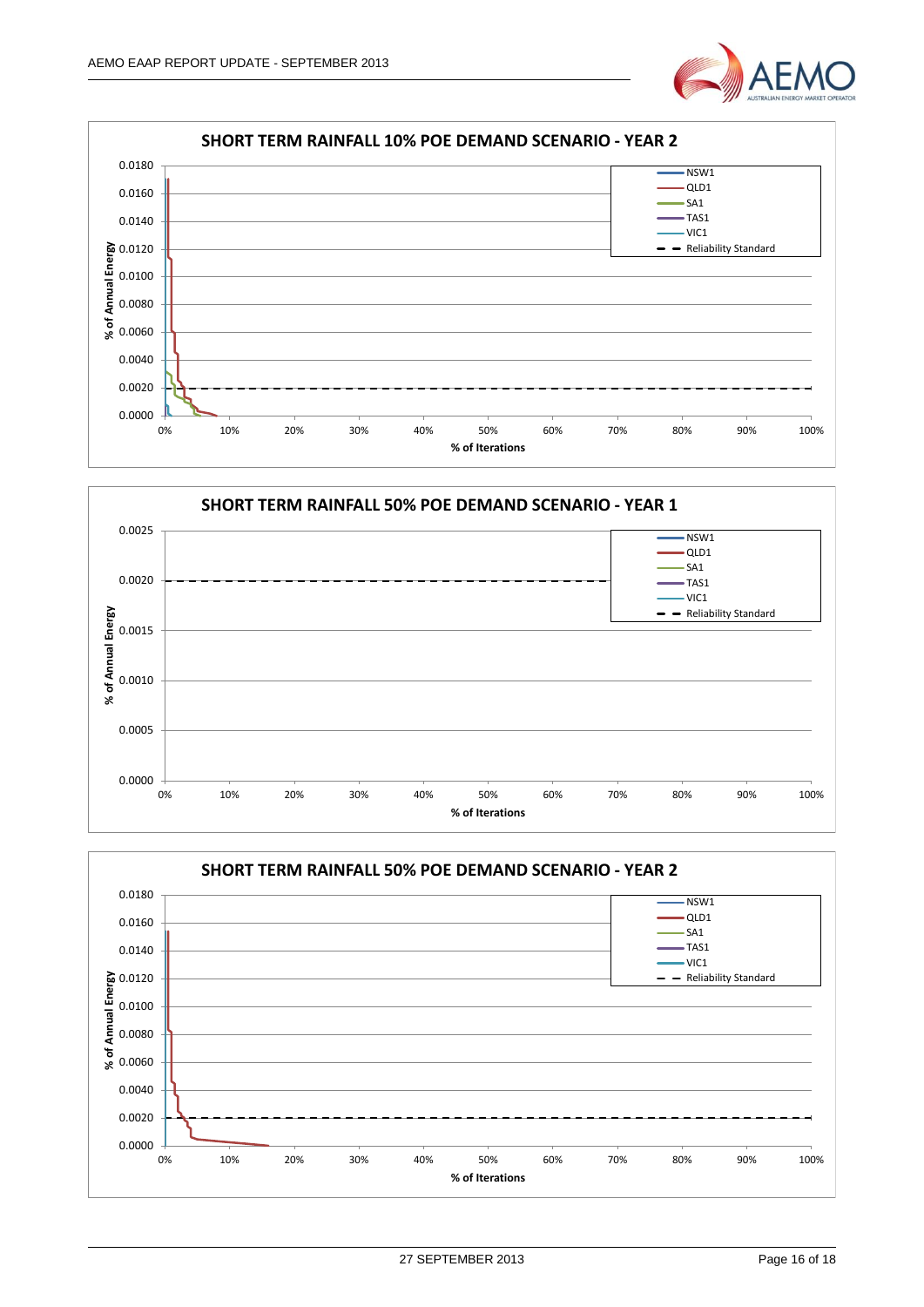**SHORT TERM RAINFALL 10% POE DEMAND SCENARIO - YEAR 2**

% of Annual Energy: 0.0000, 0.0020, 0.0040, 0.0060, 0.0080, 0.0100, 0.0120, 0.0140, 0.0160, 0.0180

% of Iterations: 0%, 10%, 20%, 30%, 40%, 50%, 60%, 70%, 80%, 90%, 100%

Legend: NSW1, QLD1, SA1, TAS1, VIC1, Reliability Standard

**SHORT TERM RAINFALL 50% POE DEMAND SCENARIO - YEAR 1**

% of Annual Energy: 0.0000, 0.0005, 0.0010, 0.0015, 0.0020, 0.0025

% of Iterations: 0%, 10%, 20%, 30%, 40%, 50%, 60%, 70%, 80%, 90%, 100%

Legend: NSW1, QLD1, SA1, TAS1, VIC1, Reliability Standard

**SHORT TERM RAINFALL 50% POE DEMAND SCENARIO - YEAR 2**

% of Annual Energy: 0.0000, 0.0020, 0.0040, 0.0060, 0.0080, 0.0100, 0.0120, 0.0140, 0.0160, 0.0180

% of Iterations: 0%, 10%, 20%, 30%, 40%, 50%, 60%, 70%, 80%, 90%, 100%

Legend: NSW1, QLD1, SA1, TAS1, VIC1, Reliability Standard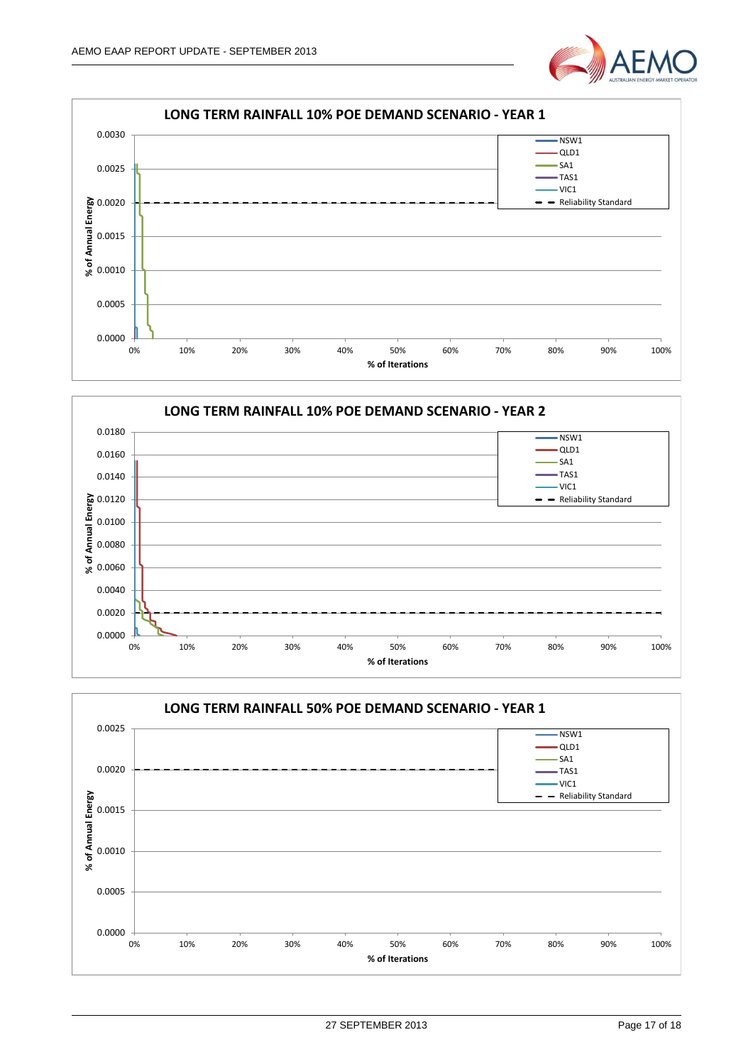**LONG TERM RAINFALL 10% POE DEMAND SCENARIO - YEAR 1**

Legend: NSW1, QLD1, SA1, TAS1, VIC1, Reliability Standard

Y-axis: % of Annual Energy (0.0000 – 0.0030)

X-axis: % of Iterations (0% – 100%)

**LONG TERM RAINFALL 10% POE DEMAND SCENARIO - YEAR 2**

Legend: NSW1, QLD1, SA1, TAS1, VIC1, Reliability Standard

Y-axis: % of Annual Energy (0.0000 – 0.0180)

X-axis: % of Iterations (0% – 100%)

**LONG TERM RAINFALL 50% POE DEMAND SCENARIO - YEAR 1**

Legend: NSW1, QLD1, SA1, TAS1, VIC1, Reliability Standard

Y-axis: % of Annual Energy (0.0000 – 0.0025)

X-axis: % of Iterations (0% – 100%)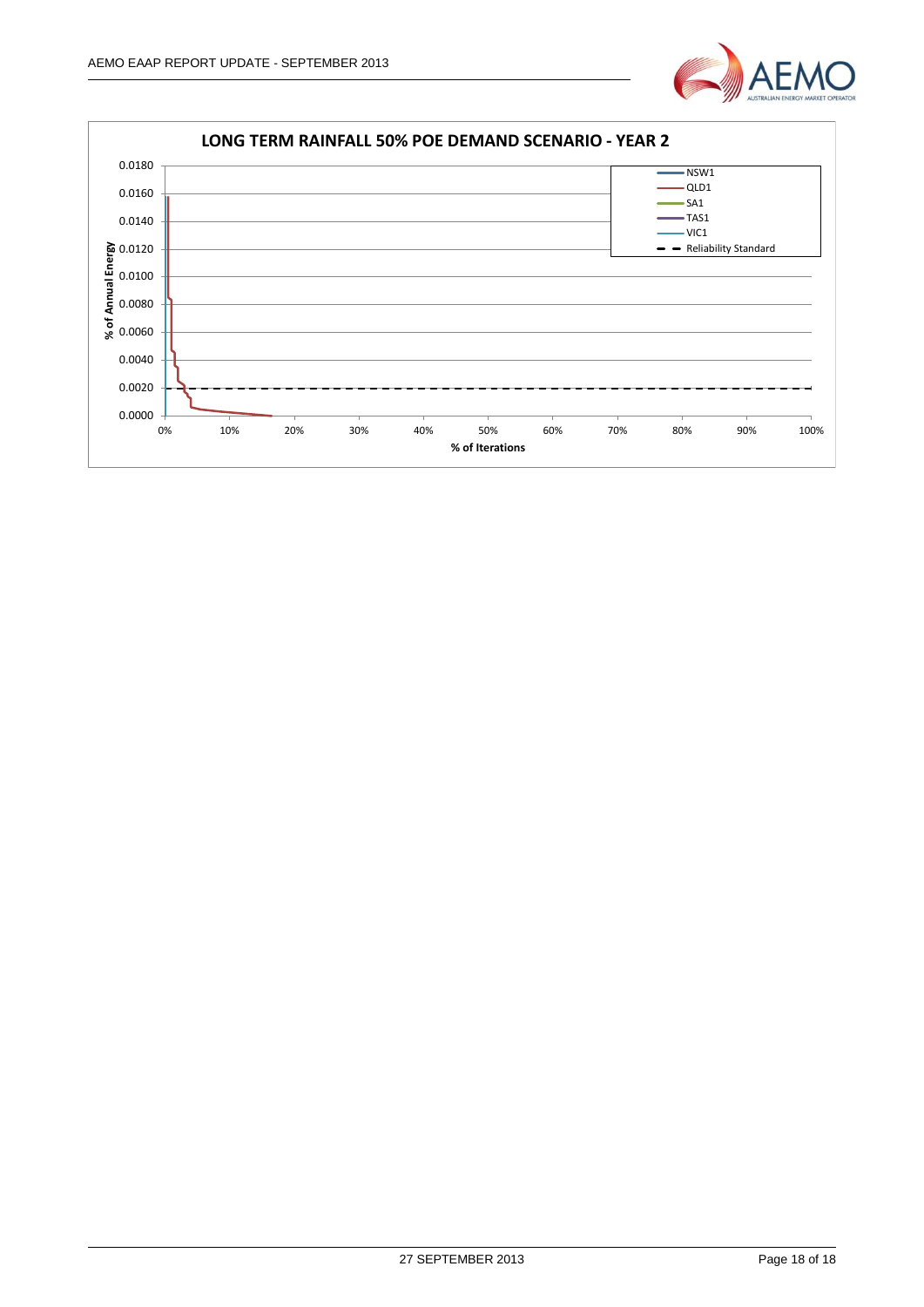**LONG TERM RAINFALL 50% POE DEMAND SCENARIO - YEAR 2**

0.0180
0.0160
0.0140
0.0120
0.0100
0.0080
0.0060
0.0040
0.0020
0.0000

% of Annual Energy

0% 10% 20% 30% 40% 50% 60% 70% 80% 90% 100%

% of Iterations

NSW1
QLD1
SA1
TAS1
VIC1
Reliability Standard